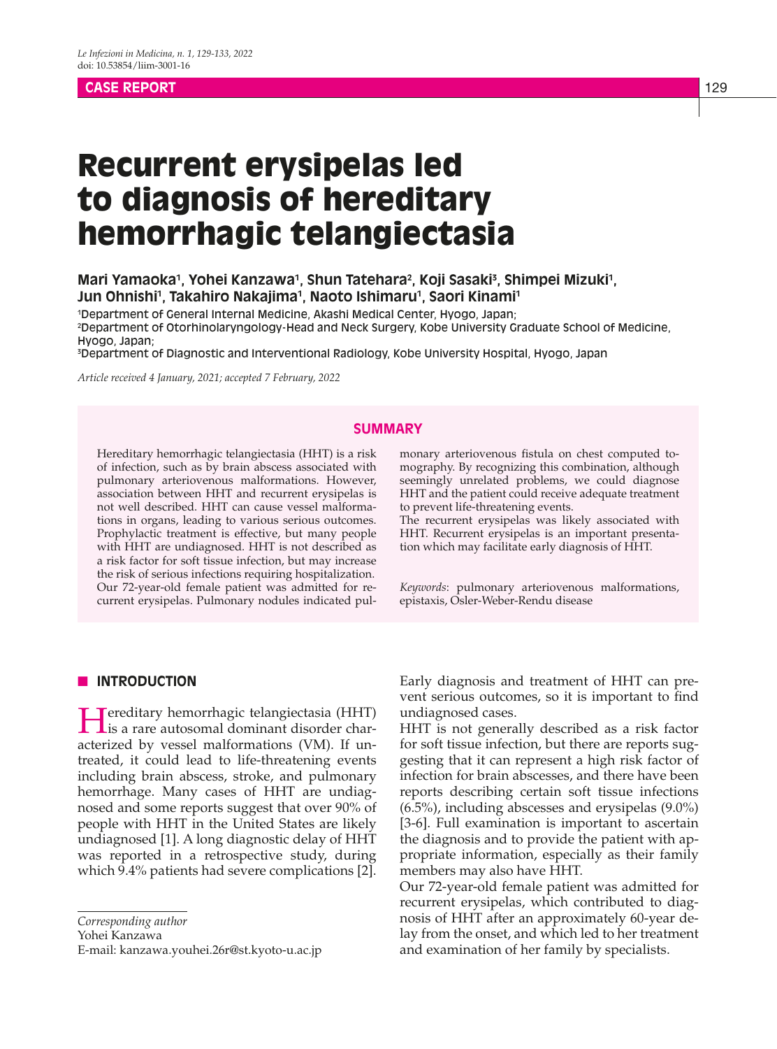**CASE REPORT**

# Recurrent erysipelas led to diagnosis of hereditary hemorrhagic telangiectasia

**Mari Yamaoka[1], Yohei Kanzawa[1], Shun Tatehara[2], Koji Sasaki[3], Shimpei Mizuki[1], Jun Ohnishi[1], Takahiro Nakajima[1], Naoto Ishimaru[1], Saori Kinami[1]**

[1]Department of General Internal Medicine, Akashi Medical Center, Hyogo, Japan;
[2]Department of Otorhinolaryngology-Head and Neck Surgery, Kobe University Graduate School of Medicine, Hyogo, Japan;
[3]Department of Diagnostic and Interventional Radiology, Kobe University Hospital, Hyogo, Japan

*Article received 4 January, 2021; accepted 7 February, 2022*

## SUMMARY

Hereditary hemorrhagic telangiectasia (HHT) is a risk of infection, such as by brain abscess associated with pulmonary arteriovenous malformations. However, association between HHT and recurrent erysipelas is not well described. HHT can cause vessel malformations in organs, leading to various serious outcomes. Prophylactic treatment is effective, but many people with HHT are undiagnosed. HHT is not described as a risk factor for soft tissue infection, but may increase the risk of serious infections requiring hospitalization. Our 72-year-old female patient was admitted for recurrent erysipelas. Pulmonary nodules indicated pulmonary arteriovenous fistula on chest computed tomography. By recognizing this combination, although seemingly unrelated problems, we could diagnose HHT and the patient could receive adequate treatment to prevent life-threatening events.

The recurrent erysipelas was likely associated with HHT. Recurrent erysipelas is an important presentation which may facilitate early diagnosis of HHT.

*Keywords*: pulmonary arteriovenous malformations, epistaxis, Osler-Weber-Rendu disease

## INTRODUCTION

Hereditary hemorrhagic telangiectasia (HHT) is a rare autosomal dominant disorder characterized by vessel malformations (VM). If untreated, it could lead to life-threatening events including brain abscess, stroke, and pulmonary hemorrhage. Many cases of HHT are undiagnosed and some reports suggest that over 90% of people with HHT in the United States are likely undiagnosed [1]. A long diagnostic delay of HHT was reported in a retrospective study, during which 9.4% patients had severe complications [2]. Early diagnosis and treatment of HHT can prevent serious outcomes, so it is important to find undiagnosed cases.

HHT is not generally described as a risk factor for soft tissue infection, but there are reports suggesting that it can represent a high risk factor of infection for brain abscesses, and there have been reports describing certain soft tissue infections (6.5%), including abscesses and erysipelas (9.0%) [3-6]. Full examination is important to ascertain the diagnosis and to provide the patient with appropriate information, especially as their family members may also have HHT.

Our 72-year-old female patient was admitted for recurrent erysipelas, which contributed to diagnosis of HHT after an approximately 60-year delay from the onset, and which led to her treatment and examination of her family by specialists.

*Corresponding author*
Yohei Kanzawa
E-mail: kanzawa.youhei.26r@st.kyoto-u.ac.jp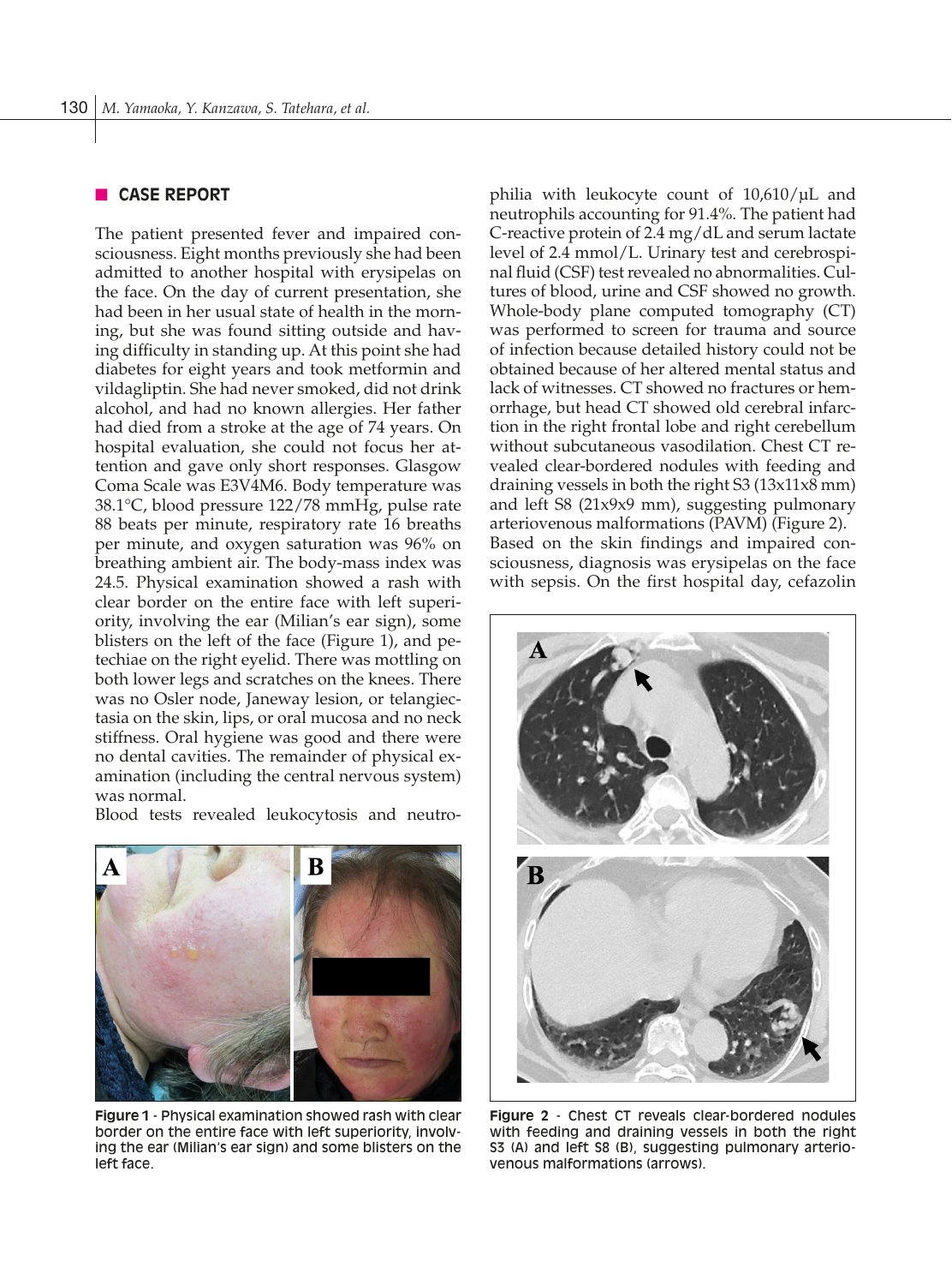## CASE REPORT

The patient presented fever and impaired consciousness. Eight months previously she had been admitted to another hospital with erysipelas on the face. On the day of current presentation, she had been in her usual state of health in the morning, but she was found sitting outside and having difficulty in standing up. At this point she had diabetes for eight years and took metformin and vildagliptin. She had never smoked, did not drink alcohol, and had no known allergies. Her father had died from a stroke at the age of 74 years. On hospital evaluation, she could not focus her attention and gave only short responses. Glasgow Coma Scale was E3V4M6. Body temperature was 38.1°C, blood pressure 122/78 mmHg, pulse rate 88 beats per minute, respiratory rate 16 breaths per minute, and oxygen saturation was 96% on breathing ambient air. The body-mass index was 24.5. Physical examination showed a rash with clear border on the entire face with left superiority, involving the ear (Milian's ear sign), some blisters on the left of the face (Figure 1), and petechiae on the right eyelid. There was mottling on both lower legs and scratches on the knees. There was no Osler node, Janeway lesion, or telangiectasia on the skin, lips, or oral mucosa and no neck stiffness. Oral hygiene was good and there were no dental cavities. The remainder of physical examination (including the central nervous system) was normal.

Blood tests revealed leukocytosis and neutrophilia with leukocyte count of 10,610/μL and neutrophils accounting for 91.4%. The patient had C-reactive protein of 2.4 mg/dL and serum lactate level of 2.4 mmol/L. Urinary test and cerebrospinal fluid (CSF) test revealed no abnormalities. Cultures of blood, urine and CSF showed no growth. Whole-body plane computed tomography (CT) was performed to screen for trauma and source of infection because detailed history could not be obtained because of her altered mental status and lack of witnesses. CT showed no fractures or hemorrhage, but head CT showed old cerebral infarction in the right frontal lobe and right cerebellum without subcutaneous vasodilation. Chest CT revealed clear-bordered nodules with feeding and draining vessels in both the right S3 (13x11x8 mm) and left S8 (21x9x9 mm), suggesting pulmonary arteriovenous malformations (PAVM) (Figure 2).

Based on the skin findings and impaired consciousness, diagnosis was erysipelas on the face with sepsis. On the first hospital day, cefazolin

**Figure 1** - Physical examination showed rash with clear border on the entire face with left superiority, involving the ear (Milian's ear sign) and some blisters on the left face.

**Figure 2** - Chest CT reveals clear-bordered nodules with feeding and draining vessels in both the right S3 (A) and left S8 (B), suggesting pulmonary arteriovenous malformations (arrows).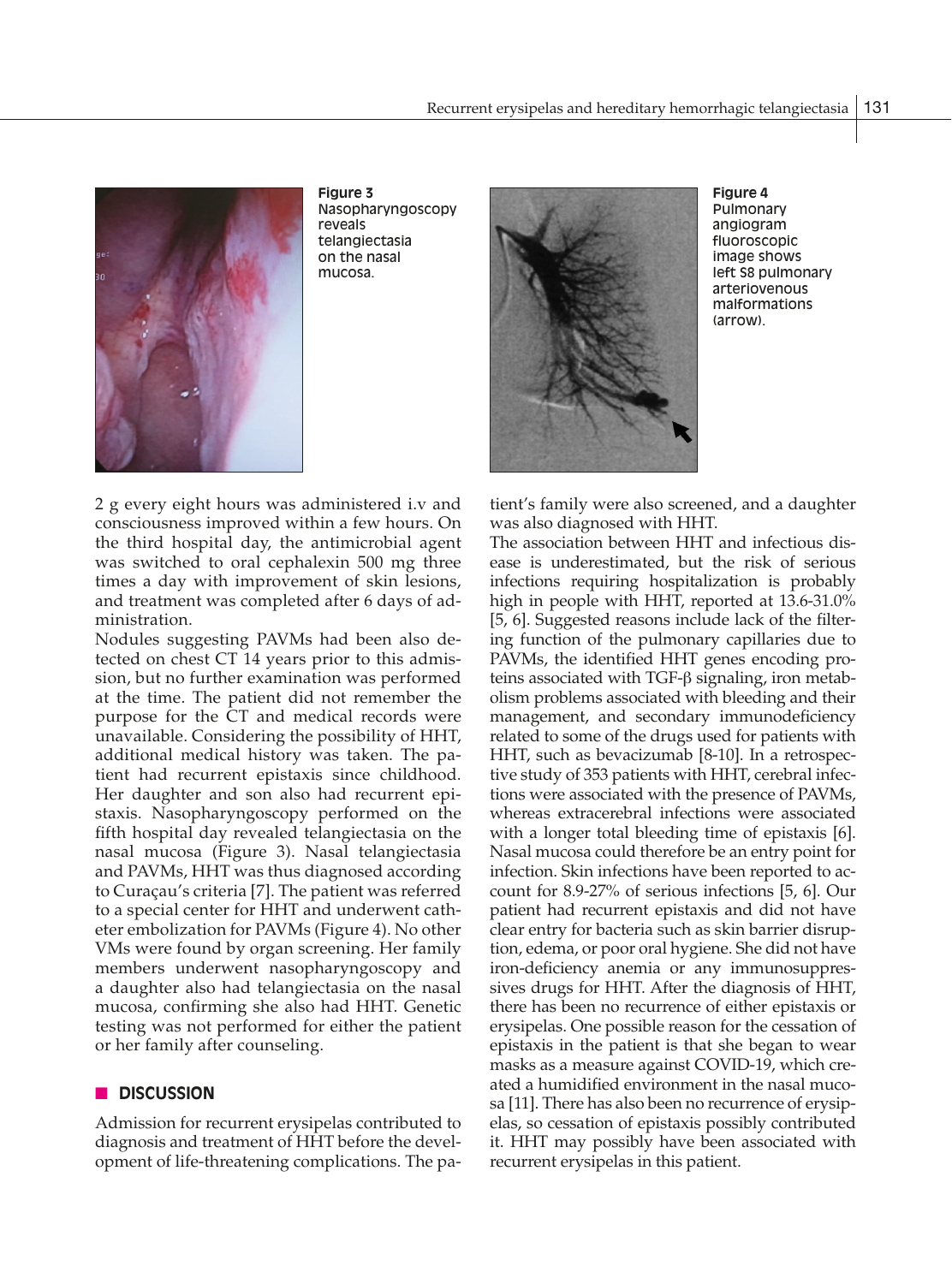**Figure 3**
Nasopharyngoscopy reveals telangiectasia on the nasal mucosa.

**Figure 4**
Pulmonary angiogram fluoroscopic image shows left S8 pulmonary arteriovenous malformations (arrow).

2 g every eight hours was administered i.v and consciousness improved within a few hours. On the third hospital day, the antimicrobial agent was switched to oral cephalexin 500 mg three times a day with improvement of skin lesions, and treatment was completed after 6 days of administration.

Nodules suggesting PAVMs had been also detected on chest CT 14 years prior to this admission, but no further examination was performed at the time. The patient did not remember the purpose for the CT and medical records were unavailable. Considering the possibility of HHT, additional medical history was taken. The patient had recurrent epistaxis since childhood. Her daughter and son also had recurrent epistaxis. Nasopharyngoscopy performed on the fifth hospital day revealed telangiectasia on the nasal mucosa (Figure 3). Nasal telangiectasia and PAVMs, HHT was thus diagnosed according to Curaçau's criteria [7]. The patient was referred to a special center for HHT and underwent catheter embolization for PAVMs (Figure 4). No other VMs were found by organ screening. Her family members underwent nasopharyngoscopy and a daughter also had telangiectasia on the nasal mucosa, confirming she also had HHT. Genetic testing was not performed for either the patient or her family after counseling.

## DISCUSSION

Admission for recurrent erysipelas contributed to diagnosis and treatment of HHT before the development of life-threatening complications. The patient's family were also screened, and a daughter was also diagnosed with HHT.

The association between HHT and infectious disease is underestimated, but the risk of serious infections requiring hospitalization is probably high in people with HHT, reported at 13.6-31.0% [5, 6]. Suggested reasons include lack of the filtering function of the pulmonary capillaries due to PAVMs, the identified HHT genes encoding proteins associated with TGF-β signaling, iron metabolism problems associated with bleeding and their management, and secondary immunodeficiency related to some of the drugs used for patients with HHT, such as bevacizumab [8-10]. In a retrospective study of 353 patients with HHT, cerebral infections were associated with the presence of PAVMs, whereas extracerebral infections were associated with a longer total bleeding time of epistaxis [6]. Nasal mucosa could therefore be an entry point for infection. Skin infections have been reported to account for 8.9-27% of serious infections [5, 6]. Our patient had recurrent epistaxis and did not have clear entry for bacteria such as skin barrier disruption, edema, or poor oral hygiene. She did not have iron-deficiency anemia or any immunosuppressives drugs for HHT. After the diagnosis of HHT, there has been no recurrence of either epistaxis or erysipelas. One possible reason for the cessation of epistaxis in the patient is that she began to wear masks as a measure against COVID-19, which created a humidified environment in the nasal mucosa [11]. There has also been no recurrence of erysipelas, so cessation of epistaxis possibly contributed it. HHT may possibly have been associated with recurrent erysipelas in this patient.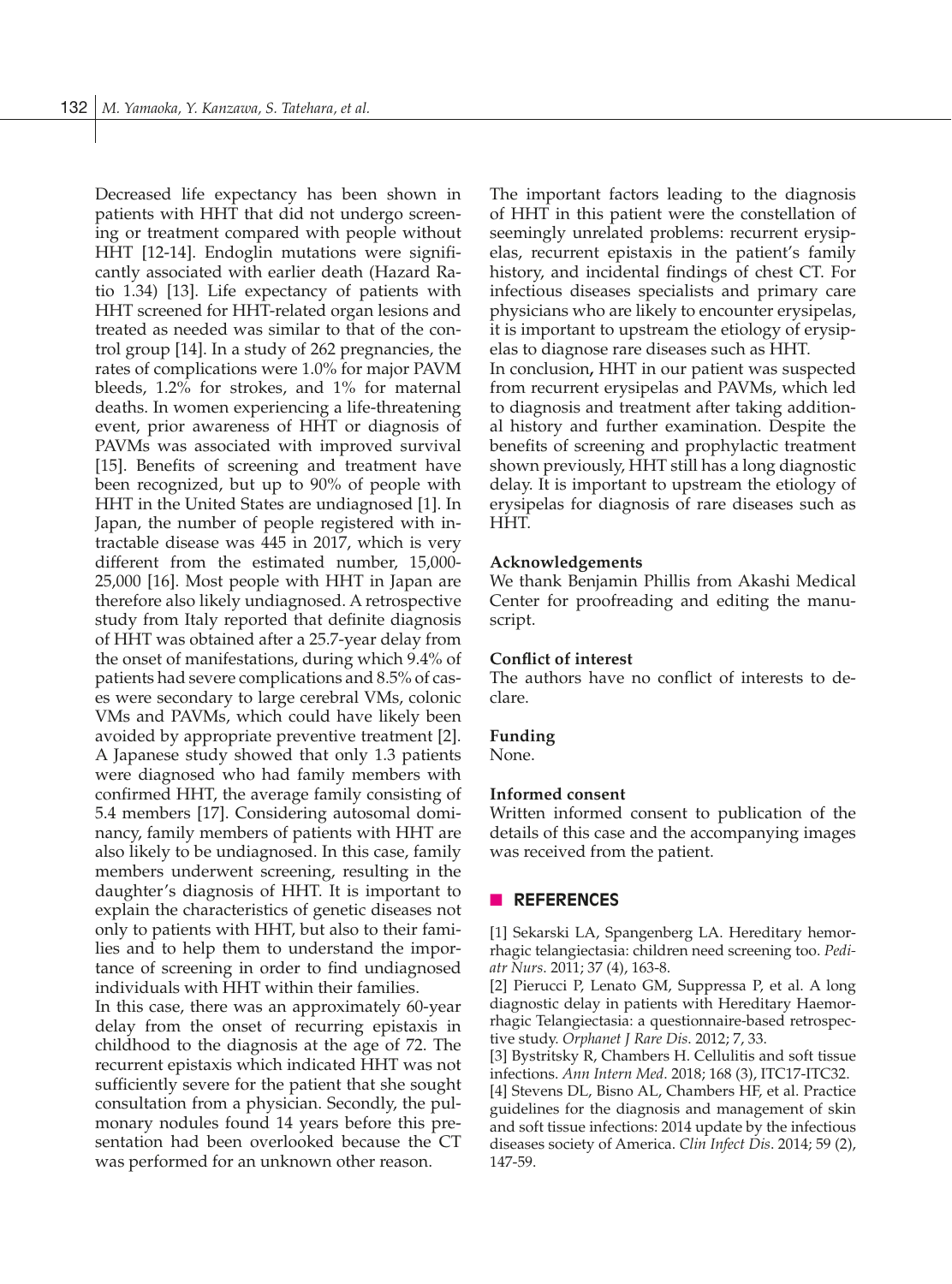Decreased life expectancy has been shown in patients with HHT that did not undergo screening or treatment compared with people without HHT [12-14]. Endoglin mutations were significantly associated with earlier death (Hazard Ratio 1.34) [13]. Life expectancy of patients with HHT screened for HHT-related organ lesions and treated as needed was similar to that of the control group [14]. In a study of 262 pregnancies, the rates of complications were 1.0% for major PAVM bleeds, 1.2% for strokes, and 1% for maternal deaths. In women experiencing a life-threatening event, prior awareness of HHT or diagnosis of PAVMs was associated with improved survival [15]. Benefits of screening and treatment have been recognized, but up to 90% of people with HHT in the United States are undiagnosed [1]. In Japan, the number of people registered with intractable disease was 445 in 2017, which is very different from the estimated number, 15,000-25,000 [16]. Most people with HHT in Japan are therefore also likely undiagnosed. A retrospective study from Italy reported that definite diagnosis of HHT was obtained after a 25.7-year delay from the onset of manifestations, during which 9.4% of patients had severe complications and 8.5% of cases were secondary to large cerebral VMs, colonic VMs and PAVMs, which could have likely been avoided by appropriate preventive treatment [2]. A Japanese study showed that only 1.3 patients were diagnosed who had family members with confirmed HHT, the average family consisting of 5.4 members [17]. Considering autosomal dominancy, family members of patients with HHT are also likely to be undiagnosed. In this case, family members underwent screening, resulting in the daughter's diagnosis of HHT. It is important to explain the characteristics of genetic diseases not only to patients with HHT, but also to their families and to help them to understand the importance of screening in order to find undiagnosed individuals with HHT within their families.

In this case, there was an approximately 60-year delay from the onset of recurring epistaxis in childhood to the diagnosis at the age of 72. The recurrent epistaxis which indicated HHT was not sufficiently severe for the patient that she sought consultation from a physician. Secondly, the pulmonary nodules found 14 years before this presentation had been overlooked because the CT was performed for an unknown other reason.

The important factors leading to the diagnosis of HHT in this patient were the constellation of seemingly unrelated problems: recurrent erysipelas, recurrent epistaxis in the patient's family history, and incidental findings of chest CT. For infectious diseases specialists and primary care physicians who are likely to encounter erysipelas, it is important to upstream the etiology of erysipelas to diagnose rare diseases such as HHT.

In conclusion**,** HHT in our patient was suspected from recurrent erysipelas and PAVMs, which led to diagnosis and treatment after taking additional history and further examination. Despite the benefits of screening and prophylactic treatment shown previously, HHT still has a long diagnostic delay. It is important to upstream the etiology of erysipelas for diagnosis of rare diseases such as HHT.

**Acknowledgements**

We thank Benjamin Phillis from Akashi Medical Center for proofreading and editing the manuscript.

**Conflict of interest**

The authors have no conflict of interests to declare.

**Funding**

None.

**Informed consent**

Written informed consent to publication of the details of this case and the accompanying images was received from the patient.

## REFERENCES

[1] Sekarski LA, Spangenberg LA. Hereditary hemorrhagic telangiectasia: children need screening too. *Pediatr Nurs*. 2011; 37 (4), 163-8.

[2] Pierucci P, Lenato GM, Suppressa P, et al. A long diagnostic delay in patients with Hereditary Haemorrhagic Telangiectasia: a questionnaire-based retrospective study. *Orphanet J Rare Dis*. 2012; 7, 33.

[3] Bystritsky R, Chambers H. Cellulitis and soft tissue infections. *Ann Intern Med*. 2018; 168 (3), ITC17-ITC32.

[4] Stevens DL, Bisno AL, Chambers HF, et al. Practice guidelines for the diagnosis and management of skin and soft tissue infections: 2014 update by the infectious diseases society of America. *Clin Infect Dis*. 2014; 59 (2), 147-59.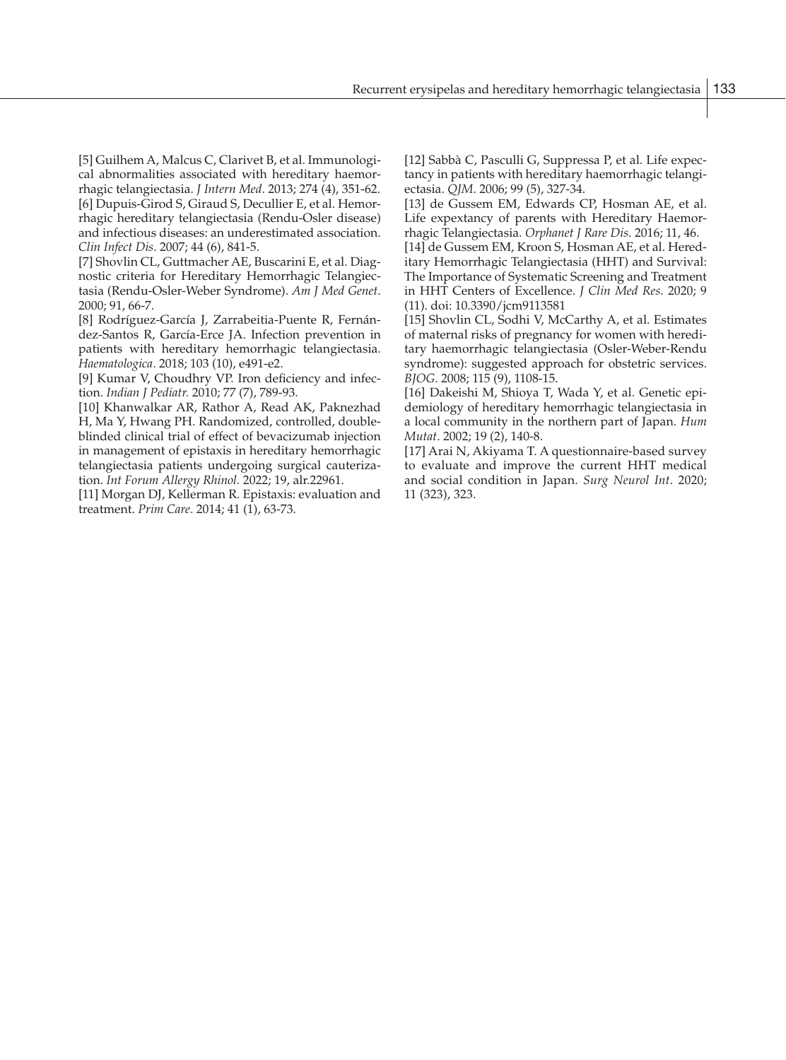[5] Guilhem A, Malcus C, Clarivet B, et al. Immunological abnormalities associated with hereditary haemorrhagic telangiectasia. *J Intern Med*. 2013; 274 (4), 351-62.

[6] Dupuis-Girod S, Giraud S, Decullier E, et al. Hemorrhagic hereditary telangiectasia (Rendu-Osler disease) and infectious diseases: an underestimated association. *Clin Infect Dis*. 2007; 44 (6), 841-5.

[7] Shovlin CL, Guttmacher AE, Buscarini E, et al. Diagnostic criteria for Hereditary Hemorrhagic Telangiectasia (Rendu-Osler-Weber Syndrome). *Am J Med Genet*. 2000; 91, 66-7.

[8] Rodríguez-García J, Zarrabeitia-Puente R, Fernández-Santos R, García-Erce JA. Infection prevention in patients with hereditary hemorrhagic telangiectasia. *Haematologica*. 2018; 103 (10), e491-e2.

[9] Kumar V, Choudhry VP. Iron deficiency and infection. *Indian J Pediatr.* 2010; 77 (7), 789-93.

[10] Khanwalkar AR, Rathor A, Read AK, Paknezhad H, Ma Y, Hwang PH. Randomized, controlled, double-blinded clinical trial of effect of bevacizumab injection in management of epistaxis in hereditary hemorrhagic telangiectasia patients undergoing surgical cauterization. *Int Forum Allergy Rhinol.* 2022; 19, alr.22961.

[11] Morgan DJ, Kellerman R. Epistaxis: evaluation and treatment. *Prim Care*. 2014; 41 (1), 63-73.

[12] Sabbà C, Pasculli G, Suppressa P, et al. Life expectancy in patients with hereditary haemorrhagic telangiectasia. *QJM*. 2006; 99 (5), 327-34.

[13] de Gussem EM, Edwards CP, Hosman AE, et al. Life expextancy of parents with Hereditary Haemorrhagic Telangiectasia. *Orphanet J Rare Dis*. 2016; 11, 46.

[14] de Gussem EM, Kroon S, Hosman AE, et al. Hereditary Hemorrhagic Telangiectasia (HHT) and Survival: The Importance of Systematic Screening and Treatment in HHT Centers of Excellence. *J Clin Med Res.* 2020; 9 (11). doi: 10.3390/jcm9113581

[15] Shovlin CL, Sodhi V, McCarthy A, et al. Estimates of maternal risks of pregnancy for women with hereditary haemorrhagic telangiectasia (Osler-Weber-Rendu syndrome): suggested approach for obstetric services. *BJOG*. 2008; 115 (9), 1108-15.

[16] Dakeishi M, Shioya T, Wada Y, et al. Genetic epidemiology of hereditary hemorrhagic telangiectasia in a local community in the northern part of Japan. *Hum Mutat*. 2002; 19 (2), 140-8.

[17] Arai N, Akiyama T. A questionnaire-based survey to evaluate and improve the current HHT medical and social condition in Japan. *Surg Neurol Int*. 2020; 11 (323), 323.